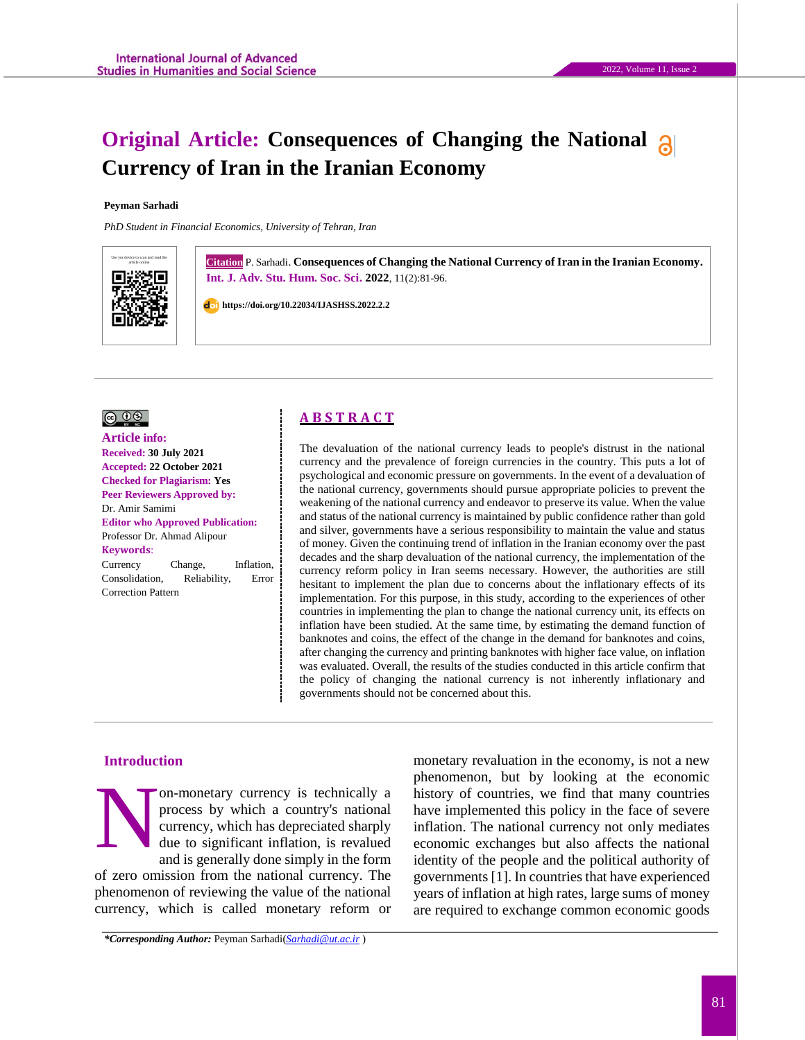# Original Article: Consequences of Changing the National Currency of Iran in the Iranian Economy

**Peyman Sarhadi**

*PhD Student in Financial Economics, University of Tehran, Iran*

Use yor device to scan and read the article online

**Citation** P. Sarhadi. **Consequences of Changing the National Currency of Iran in the Iranian Economy.** **Int. J. Adv. Stu. Hum. Soc. Sci. 2022**, 11(2):81-96.

**https://doi.org/10.22034/IJASHSS.2022.2.2**

**Article info:**
**Received: 30 July 2021**
**Accepted: 22 October 2021**
**Checked for Plagiarism: Yes**
**Peer Reviewers Approved by:**
Dr. Amir Samimi
**Editor who Approved Publication:**
Professor Dr. Ahmad Alipour
**Keywords**:
Currency Change, Inflation, Consolidation, Reliability, Error Correction Pattern

## ABSTRACT

The devaluation of the national currency leads to people's distrust in the national currency and the prevalence of foreign currencies in the country. This puts a lot of psychological and economic pressure on governments. In the event of a devaluation of the national currency, governments should pursue appropriate policies to prevent the weakening of the national currency and endeavor to preserve its value. When the value and status of the national currency is maintained by public confidence rather than gold and silver, governments have a serious responsibility to maintain the value and status of money. Given the continuing trend of inflation in the Iranian economy over the past decades and the sharp devaluation of the national currency, the implementation of the currency reform policy in Iran seems necessary. However, the authorities are still hesitant to implement the plan due to concerns about the inflationary effects of its implementation. For this purpose, in this study, according to the experiences of other countries in implementing the plan to change the national currency unit, its effects on inflation have been studied. At the same time, by estimating the demand function of banknotes and coins, the effect of the change in the demand for banknotes and coins, after changing the currency and printing banknotes with higher face value, on inflation was evaluated. Overall, the results of the studies conducted in this article confirm that the policy of changing the national currency is not inherently inflationary and governments should not be concerned about this.

## Introduction

Non-monetary currency is technically a process by which a country's national currency, which has depreciated sharply due to significant inflation, is revalued and is generally done simply in the form of zero omission from the national currency. The phenomenon of reviewing the value of the national currency, which is called monetary reform or monetary revaluation in the economy, is not a new phenomenon, but by looking at the economic history of countries, we find that many countries have implemented this policy in the face of severe inflation. The national currency not only mediates economic exchanges but also affects the national identity of the people and the political authority of governments [1]. In countries that have experienced years of inflation at high rates, large sums of money are required to exchange common economic goods

***Corresponding Author:*** Peyman Sarhadi(Sarhadi@ut.ac.ir )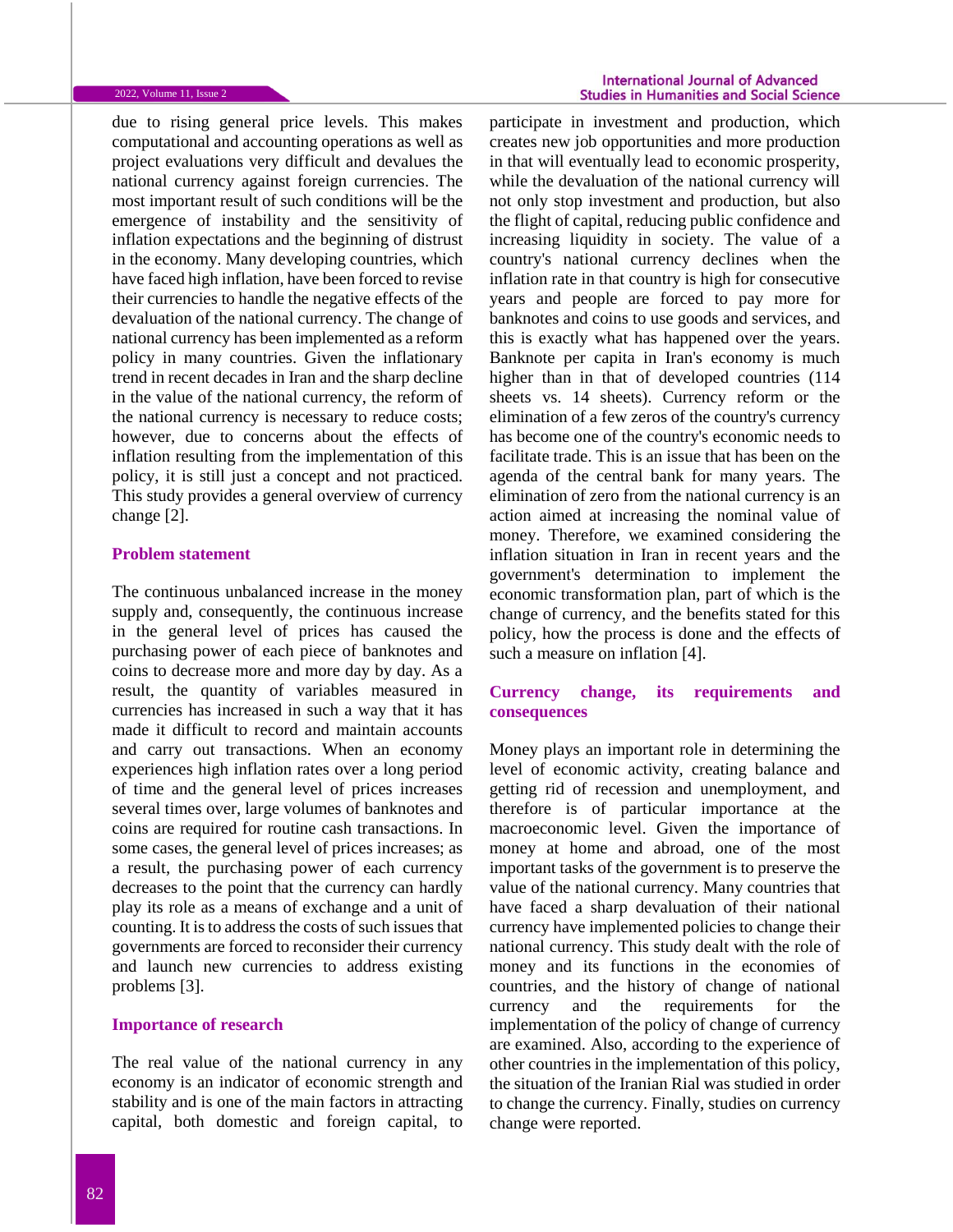due to rising general price levels. This makes computational and accounting operations as well as project evaluations very difficult and devalues the national currency against foreign currencies. The most important result of such conditions will be the emergence of instability and the sensitivity of inflation expectations and the beginning of distrust in the economy. Many developing countries, which have faced high inflation, have been forced to revise their currencies to handle the negative effects of the devaluation of the national currency. The change of national currency has been implemented as a reform policy in many countries. Given the inflationary trend in recent decades in Iran and the sharp decline in the value of the national currency, the reform of the national currency is necessary to reduce costs; however, due to concerns about the effects of inflation resulting from the implementation of this policy, it is still just a concept and not practiced. This study provides a general overview of currency change [2].

## Problem statement

The continuous unbalanced increase in the money supply and, consequently, the continuous increase in the general level of prices has caused the purchasing power of each piece of banknotes and coins to decrease more and more day by day. As a result, the quantity of variables measured in currencies has increased in such a way that it has made it difficult to record and maintain accounts and carry out transactions. When an economy experiences high inflation rates over a long period of time and the general level of prices increases several times over, large volumes of banknotes and coins are required for routine cash transactions. In some cases, the general level of prices increases; as a result, the purchasing power of each currency decreases to the point that the currency can hardly play its role as a means of exchange and a unit of counting. It is to address the costs of such issues that governments are forced to reconsider their currency and launch new currencies to address existing problems [3].

## Importance of research

The real value of the national currency in any economy is an indicator of economic strength and stability and is one of the main factors in attracting capital, both domestic and foreign capital, to participate in investment and production, which creates new job opportunities and more production in that will eventually lead to economic prosperity, while the devaluation of the national currency will not only stop investment and production, but also the flight of capital, reducing public confidence and increasing liquidity in society. The value of a country's national currency declines when the inflation rate in that country is high for consecutive years and people are forced to pay more for banknotes and coins to use goods and services, and this is exactly what has happened over the years. Banknote per capita in Iran's economy is much higher than in that of developed countries (114 sheets vs. 14 sheets). Currency reform or the elimination of a few zeros of the country's currency has become one of the country's economic needs to facilitate trade. This is an issue that has been on the agenda of the central bank for many years. The elimination of zero from the national currency is an action aimed at increasing the nominal value of money. Therefore, we examined considering the inflation situation in Iran in recent years and the government's determination to implement the economic transformation plan, part of which is the change of currency, and the benefits stated for this policy, how the process is done and the effects of such a measure on inflation [4].

## Currency change, its requirements and consequences

Money plays an important role in determining the level of economic activity, creating balance and getting rid of recession and unemployment, and therefore is of particular importance at the macroeconomic level. Given the importance of money at home and abroad, one of the most important tasks of the government is to preserve the value of the national currency. Many countries that have faced a sharp devaluation of their national currency have implemented policies to change their national currency. This study dealt with the role of money and its functions in the economies of countries, and the history of change of national currency and the requirements for the implementation of the policy of change of currency are examined. Also, according to the experience of other countries in the implementation of this policy, the situation of the Iranian Rial was studied in order to change the currency. Finally, studies on currency change were reported.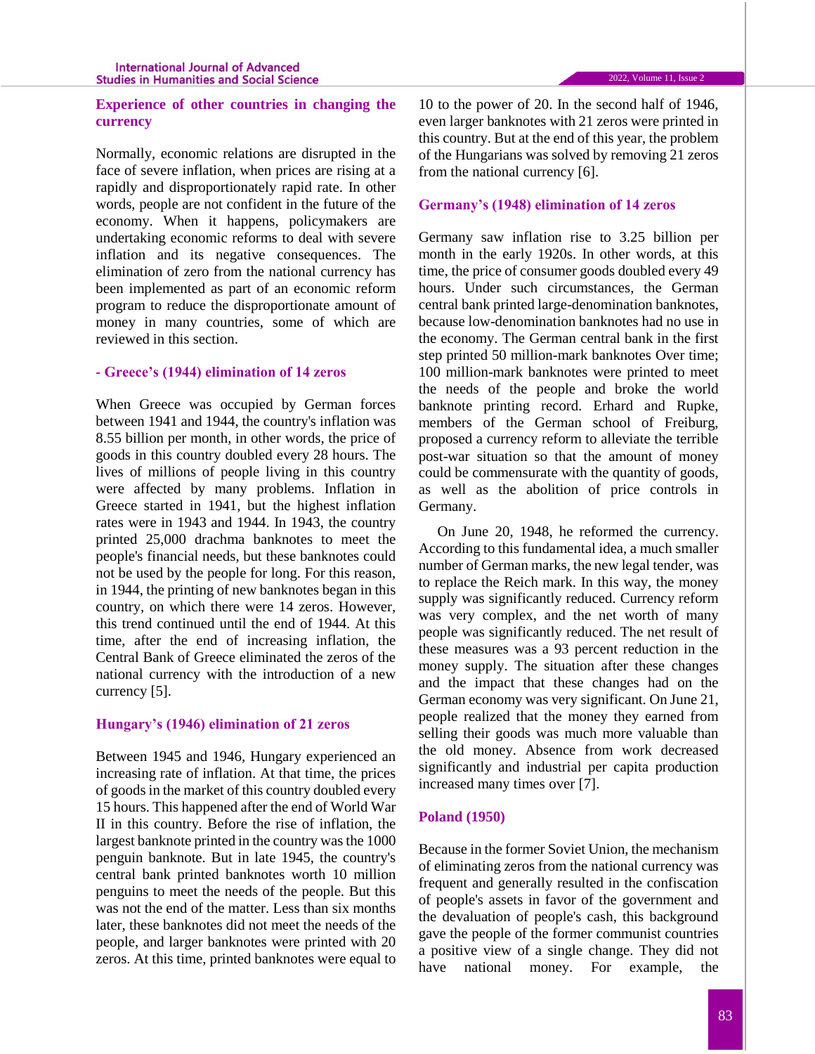### Experience of other countries in changing the currency

Normally, economic relations are disrupted in the face of severe inflation, when prices are rising at a rapidly and disproportionately rapid rate. In other words, people are not confident in the future of the economy. When it happens, policymakers are undertaking economic reforms to deal with severe inflation and its negative consequences. The elimination of zero from the national currency has been implemented as part of an economic reform program to reduce the disproportionate amount of money in many countries, some of which are reviewed in this section.

#### - Greece's (1944) elimination of 14 zeros

When Greece was occupied by German forces between 1941 and 1944, the country's inflation was 8.55 billion per month, in other words, the price of goods in this country doubled every 28 hours. The lives of millions of people living in this country were affected by many problems. Inflation in Greece started in 1941, but the highest inflation rates were in 1943 and 1944. In 1943, the country printed 25,000 drachma banknotes to meet the people's financial needs, but these banknotes could not be used by the people for long. For this reason, in 1944, the printing of new banknotes began in this country, on which there were 14 zeros. However, this trend continued until the end of 1944. At this time, after the end of increasing inflation, the Central Bank of Greece eliminated the zeros of the national currency with the introduction of a new currency [5].

#### Hungary's (1946) elimination of 21 zeros

Between 1945 and 1946, Hungary experienced an increasing rate of inflation. At that time, the prices of goods in the market of this country doubled every 15 hours. This happened after the end of World War II in this country. Before the rise of inflation, the largest banknote printed in the country was the 1000 penguin banknote. But in late 1945, the country's central bank printed banknotes worth 10 million penguins to meet the needs of the people. But this was not the end of the matter. Less than six months later, these banknotes did not meet the needs of the people, and larger banknotes were printed with 20 zeros. At this time, printed banknotes were equal to 10 to the power of 20. In the second half of 1946, even larger banknotes with 21 zeros were printed in this country. But at the end of this year, the problem of the Hungarians was solved by removing 21 zeros from the national currency [6].

#### Germany's (1948) elimination of 14 zeros

Germany saw inflation rise to 3.25 billion per month in the early 1920s. In other words, at this time, the price of consumer goods doubled every 49 hours. Under such circumstances, the German central bank printed large-denomination banknotes, because low-denomination banknotes had no use in the economy. The German central bank in the first step printed 50 million-mark banknotes Over time; 100 million-mark banknotes were printed to meet the needs of the people and broke the world banknote printing record. Erhard and Rupke, members of the German school of Freiburg, proposed a currency reform to alleviate the terrible post-war situation so that the amount of money could be commensurate with the quantity of goods, as well as the abolition of price controls in Germany.

On June 20, 1948, he reformed the currency. According to this fundamental idea, a much smaller number of German marks, the new legal tender, was to replace the Reich mark. In this way, the money supply was significantly reduced. Currency reform was very complex, and the net worth of many people was significantly reduced. The net result of these measures was a 93 percent reduction in the money supply. The situation after these changes and the impact that these changes had on the German economy was very significant. On June 21, people realized that the money they earned from selling their goods was much more valuable than the old money. Absence from work decreased significantly and industrial per capita production increased many times over [7].

#### Poland (1950)

Because in the former Soviet Union, the mechanism of eliminating zeros from the national currency was frequent and generally resulted in the confiscation of people's assets in favor of the government and the devaluation of people's cash, this background gave the people of the former communist countries a positive view of a single change. They did not have national money. For example, the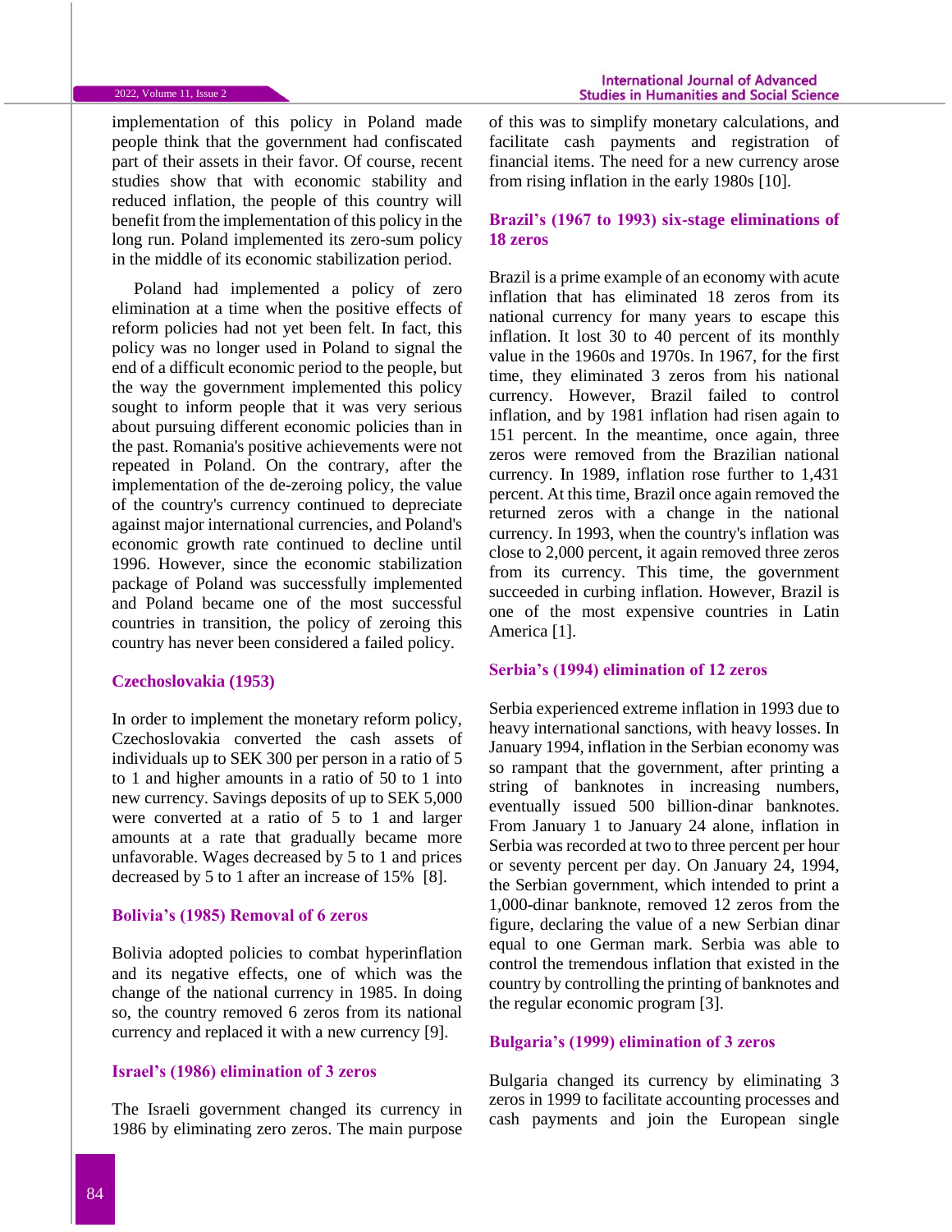implementation of this policy in Poland made people think that the government had confiscated part of their assets in their favor. Of course, recent studies show that with economic stability and reduced inflation, the people of this country will benefit from the implementation of this policy in the long run. Poland implemented its zero-sum policy in the middle of its economic stabilization period.

Poland had implemented a policy of zero elimination at a time when the positive effects of reform policies had not yet been felt. In fact, this policy was no longer used in Poland to signal the end of a difficult economic period to the people, but the way the government implemented this policy sought to inform people that it was very serious about pursuing different economic policies than in the past. Romania's positive achievements were not repeated in Poland. On the contrary, after the implementation of the de-zeroing policy, the value of the country's currency continued to depreciate against major international currencies, and Poland's economic growth rate continued to decline until 1996. However, since the economic stabilization package of Poland was successfully implemented and Poland became one of the most successful countries in transition, the policy of zeroing this country has never been considered a failed policy.

### Czechoslovakia (1953)

In order to implement the monetary reform policy, Czechoslovakia converted the cash assets of individuals up to SEK 300 per person in a ratio of 5 to 1 and higher amounts in a ratio of 50 to 1 into new currency. Savings deposits of up to SEK 5,000 were converted at a ratio of 5 to 1 and larger amounts at a rate that gradually became more unfavorable. Wages decreased by 5 to 1 and prices decreased by 5 to 1 after an increase of 15% [8].

### Bolivia's (1985) Removal of 6 zeros

Bolivia adopted policies to combat hyperinflation and its negative effects, one of which was the change of the national currency in 1985. In doing so, the country removed 6 zeros from its national currency and replaced it with a new currency [9].

### Israel's (1986) elimination of 3 zeros

The Israeli government changed its currency in 1986 by eliminating zero zeros. The main purpose of this was to simplify monetary calculations, and facilitate cash payments and registration of financial items. The need for a new currency arose from rising inflation in the early 1980s [10].

### Brazil's (1967 to 1993) six-stage eliminations of 18 zeros

Brazil is a prime example of an economy with acute inflation that has eliminated 18 zeros from its national currency for many years to escape this inflation. It lost 30 to 40 percent of its monthly value in the 1960s and 1970s. In 1967, for the first time, they eliminated 3 zeros from his national currency. However, Brazil failed to control inflation, and by 1981 inflation had risen again to 151 percent. In the meantime, once again, three zeros were removed from the Brazilian national currency. In 1989, inflation rose further to 1,431 percent. At this time, Brazil once again removed the returned zeros with a change in the national currency. In 1993, when the country's inflation was close to 2,000 percent, it again removed three zeros from its currency. This time, the government succeeded in curbing inflation. However, Brazil is one of the most expensive countries in Latin America [1].

### Serbia's (1994) elimination of 12 zeros

Serbia experienced extreme inflation in 1993 due to heavy international sanctions, with heavy losses. In January 1994, inflation in the Serbian economy was so rampant that the government, after printing a string of banknotes in increasing numbers, eventually issued 500 billion-dinar banknotes. From January 1 to January 24 alone, inflation in Serbia was recorded at two to three percent per hour or seventy percent per day. On January 24, 1994, the Serbian government, which intended to print a 1,000-dinar banknote, removed 12 zeros from the figure, declaring the value of a new Serbian dinar equal to one German mark. Serbia was able to control the tremendous inflation that existed in the country by controlling the printing of banknotes and the regular economic program [3].

### Bulgaria's (1999) elimination of 3 zeros

Bulgaria changed its currency by eliminating 3 zeros in 1999 to facilitate accounting processes and cash payments and join the European single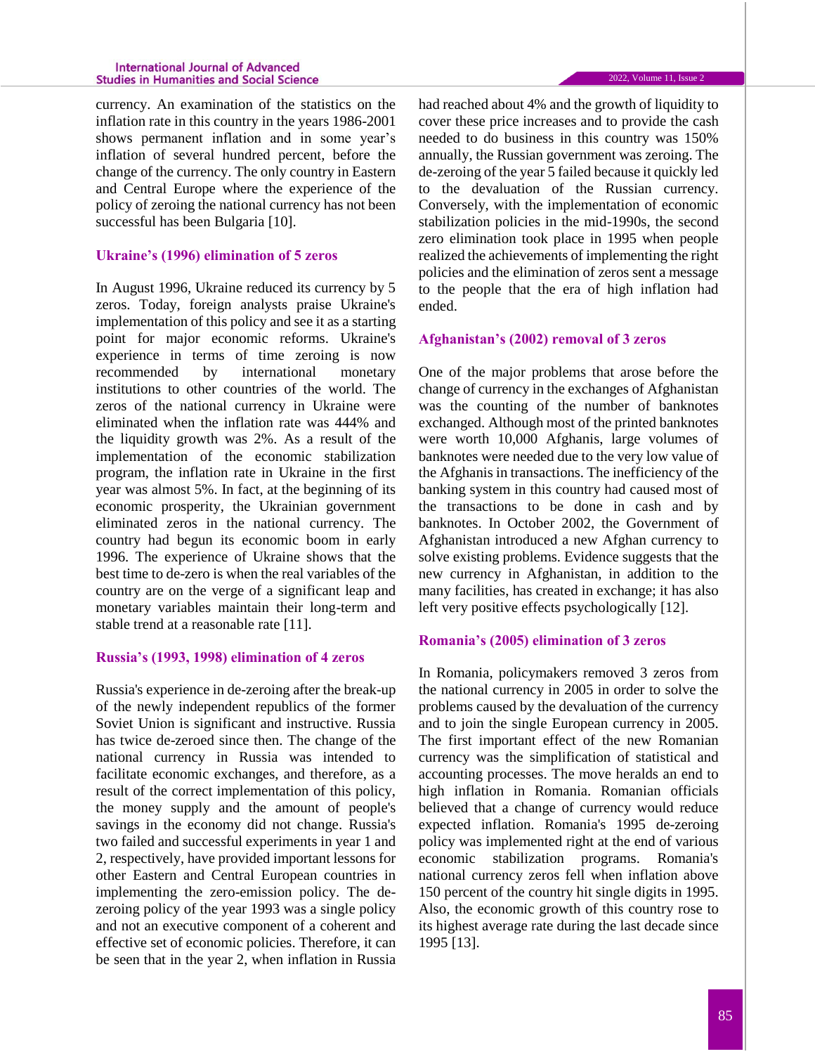currency. An examination of the statistics on the inflation rate in this country in the years 1986-2001 shows permanent inflation and in some year's inflation of several hundred percent, before the change of the currency. The only country in Eastern and Central Europe where the experience of the policy of zeroing the national currency has not been successful has been Bulgaria [10].

### Ukraine's (1996) elimination of 5 zeros

In August 1996, Ukraine reduced its currency by 5 zeros. Today, foreign analysts praise Ukraine's implementation of this policy and see it as a starting point for major economic reforms. Ukraine's experience in terms of time zeroing is now recommended by international monetary institutions to other countries of the world. The zeros of the national currency in Ukraine were eliminated when the inflation rate was 444% and the liquidity growth was 2%. As a result of the implementation of the economic stabilization program, the inflation rate in Ukraine in the first year was almost 5%. In fact, at the beginning of its economic prosperity, the Ukrainian government eliminated zeros in the national currency. The country had begun its economic boom in early 1996. The experience of Ukraine shows that the best time to de-zero is when the real variables of the country are on the verge of a significant leap and monetary variables maintain their long-term and stable trend at a reasonable rate [11].

### Russia's (1993, 1998) elimination of 4 zeros

Russia's experience in de-zeroing after the break-up of the newly independent republics of the former Soviet Union is significant and instructive. Russia has twice de-zeroed since then. The change of the national currency in Russia was intended to facilitate economic exchanges, and therefore, as a result of the correct implementation of this policy, the money supply and the amount of people's savings in the economy did not change. Russia's two failed and successful experiments in year 1 and 2, respectively, have provided important lessons for other Eastern and Central European countries in implementing the zero-emission policy. The de-zeroing policy of the year 1993 was a single policy and not an executive component of a coherent and effective set of economic policies. Therefore, it can be seen that in the year 2, when inflation in Russia had reached about 4% and the growth of liquidity to cover these price increases and to provide the cash needed to do business in this country was 150% annually, the Russian government was zeroing. The de-zeroing of the year 5 failed because it quickly led to the devaluation of the Russian currency. Conversely, with the implementation of economic stabilization policies in the mid-1990s, the second zero elimination took place in 1995 when people realized the achievements of implementing the right policies and the elimination of zeros sent a message to the people that the era of high inflation had ended.

### Afghanistan's (2002) removal of 3 zeros

One of the major problems that arose before the change of currency in the exchanges of Afghanistan was the counting of the number of banknotes exchanged. Although most of the printed banknotes were worth 10,000 Afghanis, large volumes of banknotes were needed due to the very low value of the Afghanis in transactions. The inefficiency of the banking system in this country had caused most of the transactions to be done in cash and by banknotes. In October 2002, the Government of Afghanistan introduced a new Afghan currency to solve existing problems. Evidence suggests that the new currency in Afghanistan, in addition to the many facilities, has created in exchange; it has also left very positive effects psychologically [12].

### Romania's (2005) elimination of 3 zeros

In Romania, policymakers removed 3 zeros from the national currency in 2005 in order to solve the problems caused by the devaluation of the currency and to join the single European currency in 2005. The first important effect of the new Romanian currency was the simplification of statistical and accounting processes. The move heralds an end to high inflation in Romania. Romanian officials believed that a change of currency would reduce expected inflation. Romania's 1995 de-zeroing policy was implemented right at the end of various economic stabilization programs. Romania's national currency zeros fell when inflation above 150 percent of the country hit single digits in 1995. Also, the economic growth of this country rose to its highest average rate during the last decade since 1995 [13].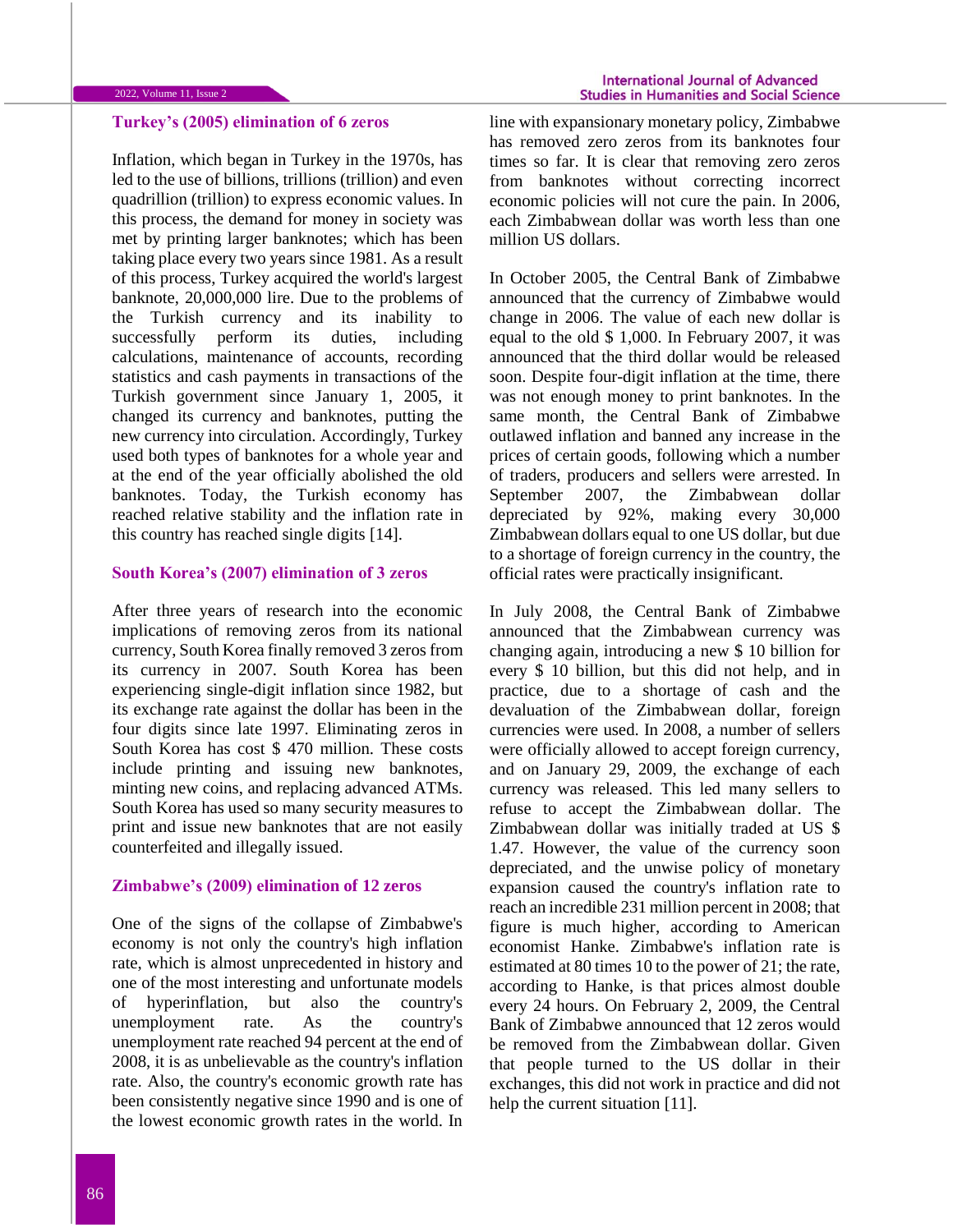### Turkey's (2005) elimination of 6 zeros

Inflation, which began in Turkey in the 1970s, has led to the use of billions, trillions (trillion) and even quadrillion (trillion) to express economic values. In this process, the demand for money in society was met by printing larger banknotes; which has been taking place every two years since 1981. As a result of this process, Turkey acquired the world's largest banknote, 20,000,000 lire. Due to the problems of the Turkish currency and its inability to successfully perform its duties, including calculations, maintenance of accounts, recording statistics and cash payments in transactions of the Turkish government since January 1, 2005, it changed its currency and banknotes, putting the new currency into circulation. Accordingly, Turkey used both types of banknotes for a whole year and at the end of the year officially abolished the old banknotes. Today, the Turkish economy has reached relative stability and the inflation rate in this country has reached single digits [14].

### South Korea's (2007) elimination of 3 zeros

After three years of research into the economic implications of removing zeros from its national currency, South Korea finally removed 3 zeros from its currency in 2007. South Korea has been experiencing single-digit inflation since 1982, but its exchange rate against the dollar has been in the four digits since late 1997. Eliminating zeros in South Korea has cost $ 470 million. These costs include printing and issuing new banknotes, minting new coins, and replacing advanced ATMs. South Korea has used so many security measures to print and issue new banknotes that are not easily counterfeited and illegally issued.

### Zimbabwe's (2009) elimination of 12 zeros

One of the signs of the collapse of Zimbabwe's economy is not only the country's high inflation rate, which is almost unprecedented in history and one of the most interesting and unfortunate models of hyperinflation, but also the country's unemployment rate. As the country's unemployment rate reached 94 percent at the end of 2008, it is as unbelievable as the country's inflation rate. Also, the country's economic growth rate has been consistently negative since 1990 and is one of the lowest economic growth rates in the world. In line with expansionary monetary policy, Zimbabwe has removed zero zeros from its banknotes four times so far. It is clear that removing zero zeros from banknotes without correcting incorrect economic policies will not cure the pain. In 2006, each Zimbabwean dollar was worth less than one million US dollars.

In October 2005, the Central Bank of Zimbabwe announced that the currency of Zimbabwe would change in 2006. The value of each new dollar is equal to the old $ 1,000. In February 2007, it was announced that the third dollar would be released soon. Despite four-digit inflation at the time, there was not enough money to print banknotes. In the same month, the Central Bank of Zimbabwe outlawed inflation and banned any increase in the prices of certain goods, following which a number of traders, producers and sellers were arrested. In September 2007, the Zimbabwean dollar depreciated by 92%, making every 30,000 Zimbabwean dollars equal to one US dollar, but due to a shortage of foreign currency in the country, the official rates were practically insignificant.

In July 2008, the Central Bank of Zimbabwe announced that the Zimbabwean currency was changing again, introducing a new $ 10 billion for every $ 10 billion, but this did not help, and in practice, due to a shortage of cash and the devaluation of the Zimbabwean dollar, foreign currencies were used. In 2008, a number of sellers were officially allowed to accept foreign currency, and on January 29, 2009, the exchange of each currency was released. This led many sellers to refuse to accept the Zimbabwean dollar. The Zimbabwean dollar was initially traded at US $ 1.47. However, the value of the currency soon depreciated, and the unwise policy of monetary expansion caused the country's inflation rate to reach an incredible 231 million percent in 2008; that figure is much higher, according to American economist Hanke. Zimbabwe's inflation rate is estimated at 80 times 10 to the power of 21; the rate, according to Hanke, is that prices almost double every 24 hours. On February 2, 2009, the Central Bank of Zimbabwe announced that 12 zeros would be removed from the Zimbabwean dollar. Given that people turned to the US dollar in their exchanges, this did not work in practice and did not help the current situation [11].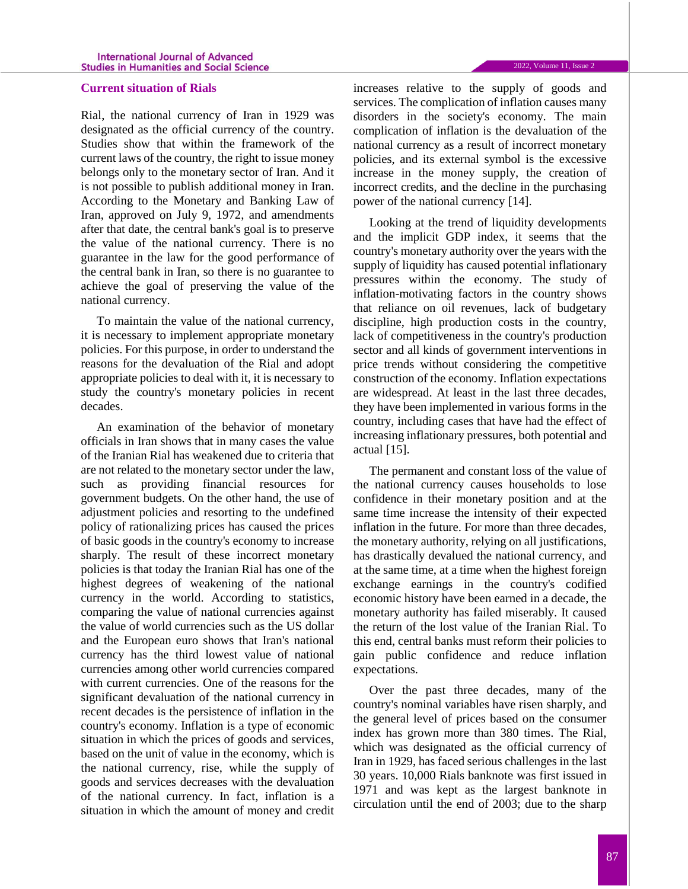## Current situation of Rials

Rial, the national currency of Iran in 1929 was designated as the official currency of the country. Studies show that within the framework of the current laws of the country, the right to issue money belongs only to the monetary sector of Iran. And it is not possible to publish additional money in Iran. According to the Monetary and Banking Law of Iran, approved on July 9, 1972, and amendments after that date, the central bank's goal is to preserve the value of the national currency. There is no guarantee in the law for the good performance of the central bank in Iran, so there is no guarantee to achieve the goal of preserving the value of the national currency.

To maintain the value of the national currency, it is necessary to implement appropriate monetary policies. For this purpose, in order to understand the reasons for the devaluation of the Rial and adopt appropriate policies to deal with it, it is necessary to study the country's monetary policies in recent decades.

An examination of the behavior of monetary officials in Iran shows that in many cases the value of the Iranian Rial has weakened due to criteria that are not related to the monetary sector under the law, such as providing financial resources for government budgets. On the other hand, the use of adjustment policies and resorting to the undefined policy of rationalizing prices has caused the prices of basic goods in the country's economy to increase sharply. The result of these incorrect monetary policies is that today the Iranian Rial has one of the highest degrees of weakening of the national currency in the world. According to statistics, comparing the value of national currencies against the value of world currencies such as the US dollar and the European euro shows that Iran's national currency has the third lowest value of national currencies among other world currencies compared with current currencies. One of the reasons for the significant devaluation of the national currency in recent decades is the persistence of inflation in the country's economy. Inflation is a type of economic situation in which the prices of goods and services, based on the unit of value in the economy, which is the national currency, rise, while the supply of goods and services decreases with the devaluation of the national currency. In fact, inflation is a situation in which the amount of money and credit increases relative to the supply of goods and services. The complication of inflation causes many disorders in the society's economy. The main complication of inflation is the devaluation of the national currency as a result of incorrect monetary policies, and its external symbol is the excessive increase in the money supply, the creation of incorrect credits, and the decline in the purchasing power of the national currency [14].

Looking at the trend of liquidity developments and the implicit GDP index, it seems that the country's monetary authority over the years with the supply of liquidity has caused potential inflationary pressures within the economy. The study of inflation-motivating factors in the country shows that reliance on oil revenues, lack of budgetary discipline, high production costs in the country, lack of competitiveness in the country's production sector and all kinds of government interventions in price trends without considering the competitive construction of the economy. Inflation expectations are widespread. At least in the last three decades, they have been implemented in various forms in the country, including cases that have had the effect of increasing inflationary pressures, both potential and actual [15].

The permanent and constant loss of the value of the national currency causes households to lose confidence in their monetary position and at the same time increase the intensity of their expected inflation in the future. For more than three decades, the monetary authority, relying on all justifications, has drastically devalued the national currency, and at the same time, at a time when the highest foreign exchange earnings in the country's codified economic history have been earned in a decade, the monetary authority has failed miserably. It caused the return of the lost value of the Iranian Rial. To this end, central banks must reform their policies to gain public confidence and reduce inflation expectations.

Over the past three decades, many of the country's nominal variables have risen sharply, and the general level of prices based on the consumer index has grown more than 380 times. The Rial, which was designated as the official currency of Iran in 1929, has faced serious challenges in the last 30 years. 10,000 Rials banknote was first issued in 1971 and was kept as the largest banknote in circulation until the end of 2003; due to the sharp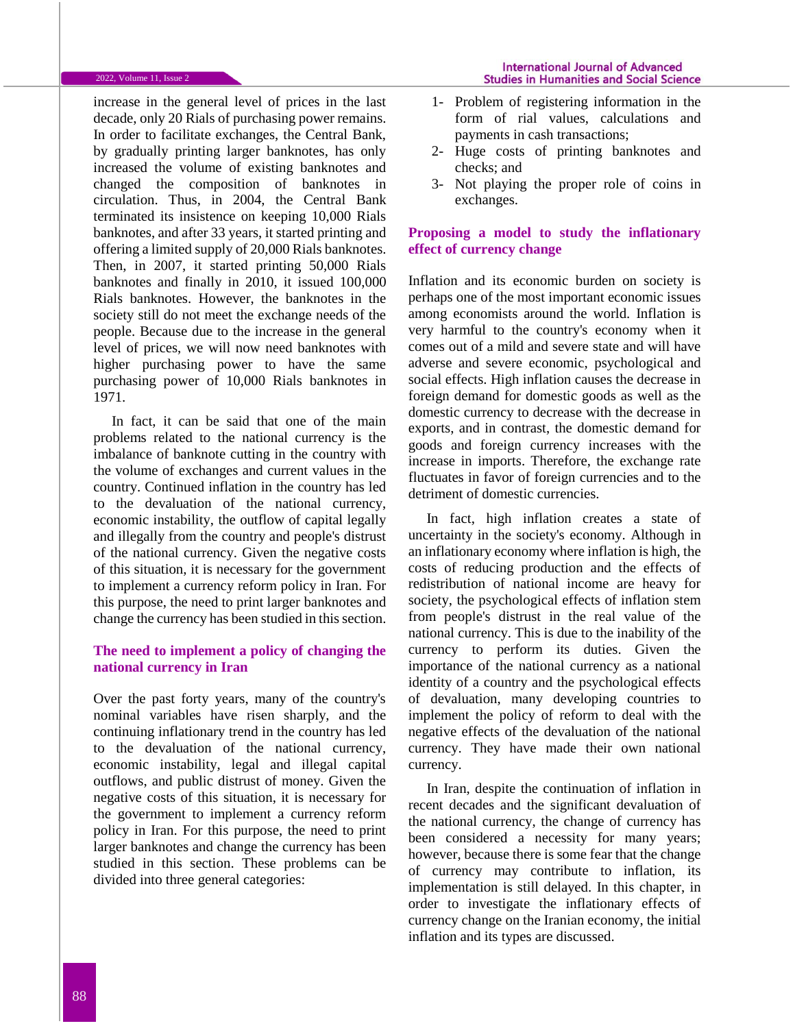increase in the general level of prices in the last decade, only 20 Rials of purchasing power remains. In order to facilitate exchanges, the Central Bank, by gradually printing larger banknotes, has only increased the volume of existing banknotes and changed the composition of banknotes in circulation. Thus, in 2004, the Central Bank terminated its insistence on keeping 10,000 Rials banknotes, and after 33 years, it started printing and offering a limited supply of 20,000 Rials banknotes. Then, in 2007, it started printing 50,000 Rials banknotes and finally in 2010, it issued 100,000 Rials banknotes. However, the banknotes in the society still do not meet the exchange needs of the people. Because due to the increase in the general level of prices, we will now need banknotes with higher purchasing power to have the same purchasing power of 10,000 Rials banknotes in 1971.

In fact, it can be said that one of the main problems related to the national currency is the imbalance of banknote cutting in the country with the volume of exchanges and current values in the country. Continued inflation in the country has led to the devaluation of the national currency, economic instability, the outflow of capital legally and illegally from the country and people's distrust of the national currency. Given the negative costs of this situation, it is necessary for the government to implement a currency reform policy in Iran. For this purpose, the need to print larger banknotes and change the currency has been studied in this section.

## The need to implement a policy of changing the national currency in Iran

Over the past forty years, many of the country's nominal variables have risen sharply, and the continuing inflationary trend in the country has led to the devaluation of the national currency, economic instability, legal and illegal capital outflows, and public distrust of money. Given the negative costs of this situation, it is necessary for the government to implement a currency reform policy in Iran. For this purpose, the need to print larger banknotes and change the currency has been studied in this section. These problems can be divided into three general categories:

1- Problem of registering information in the form of rial values, calculations and payments in cash transactions;
2- Huge costs of printing banknotes and checks; and
3- Not playing the proper role of coins in exchanges.

## Proposing a model to study the inflationary effect of currency change

Inflation and its economic burden on society is perhaps one of the most important economic issues among economists around the world. Inflation is very harmful to the country's economy when it comes out of a mild and severe state and will have adverse and severe economic, psychological and social effects. High inflation causes the decrease in foreign demand for domestic goods as well as the domestic currency to decrease with the decrease in exports, and in contrast, the domestic demand for goods and foreign currency increases with the increase in imports. Therefore, the exchange rate fluctuates in favor of foreign currencies and to the detriment of domestic currencies.

In fact, high inflation creates a state of uncertainty in the society's economy. Although in an inflationary economy where inflation is high, the costs of reducing production and the effects of redistribution of national income are heavy for society, the psychological effects of inflation stem from people's distrust in the real value of the national currency. This is due to the inability of the currency to perform its duties. Given the importance of the national currency as a national identity of a country and the psychological effects of devaluation, many developing countries to implement the policy of reform to deal with the negative effects of the devaluation of the national currency. They have made their own national currency.

In Iran, despite the continuation of inflation in recent decades and the significant devaluation of the national currency, the change of currency has been considered a necessity for many years; however, because there is some fear that the change of currency may contribute to inflation, its implementation is still delayed. In this chapter, in order to investigate the inflationary effects of currency change on the Iranian economy, the initial inflation and its types are discussed.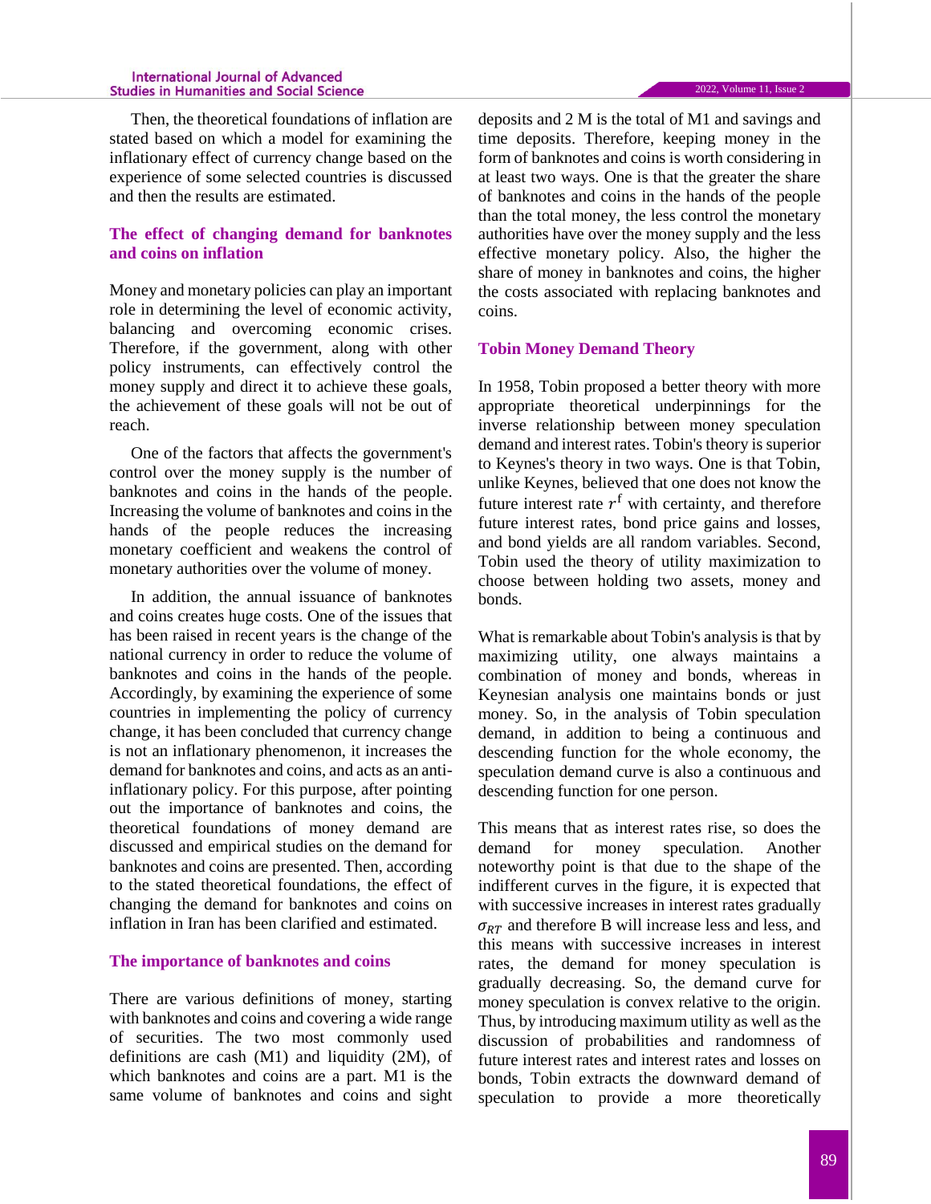Then, the theoretical foundations of inflation are stated based on which a model for examining the inflationary effect of currency change based on the experience of some selected countries is discussed and then the results are estimated.

## The effect of changing demand for banknotes and coins on inflation

Money and monetary policies can play an important role in determining the level of economic activity, balancing and overcoming economic crises. Therefore, if the government, along with other policy instruments, can effectively control the money supply and direct it to achieve these goals, the achievement of these goals will not be out of reach.

One of the factors that affects the government's control over the money supply is the number of banknotes and coins in the hands of the people. Increasing the volume of banknotes and coins in the hands of the people reduces the increasing monetary coefficient and weakens the control of monetary authorities over the volume of money.

In addition, the annual issuance of banknotes and coins creates huge costs. One of the issues that has been raised in recent years is the change of the national currency in order to reduce the volume of banknotes and coins in the hands of the people. Accordingly, by examining the experience of some countries in implementing the policy of currency change, it has been concluded that currency change is not an inflationary phenomenon, it increases the demand for banknotes and coins, and acts as an anti-inflationary policy. For this purpose, after pointing out the importance of banknotes and coins, the theoretical foundations of money demand are discussed and empirical studies on the demand for banknotes and coins are presented. Then, according to the stated theoretical foundations, the effect of changing the demand for banknotes and coins on inflation in Iran has been clarified and estimated.

## The importance of banknotes and coins

There are various definitions of money, starting with banknotes and coins and covering a wide range of securities. The two most commonly used definitions are cash (M1) and liquidity (2M), of which banknotes and coins are a part. M1 is the same volume of banknotes and coins and sight deposits and 2 M is the total of M1 and savings and time deposits. Therefore, keeping money in the form of banknotes and coins is worth considering in at least two ways. One is that the greater the share of banknotes and coins in the hands of the people than the total money, the less control the monetary authorities have over the money supply and the less effective monetary policy. Also, the higher the share of money in banknotes and coins, the higher the costs associated with replacing banknotes and coins.

## Tobin Money Demand Theory

In 1958, Tobin proposed a better theory with more appropriate theoretical underpinnings for the inverse relationship between money speculation demand and interest rates. Tobin's theory is superior to Keynes's theory in two ways. One is that Tobin, unlike Keynes, believed that one does not know the future interest rate $r^f$ with certainty, and therefore future interest rates, bond price gains and losses, and bond yields are all random variables. Second, Tobin used the theory of utility maximization to choose between holding two assets, money and bonds.

What is remarkable about Tobin's analysis is that by maximizing utility, one always maintains a combination of money and bonds, whereas in Keynesian analysis one maintains bonds or just money. So, in the analysis of Tobin speculation demand, in addition to being a continuous and descending function for the whole economy, the speculation demand curve is also a continuous and descending function for one person.

This means that as interest rates rise, so does the demand for money speculation. Another noteworthy point is that due to the shape of the indifferent curves in the figure, it is expected that with successive increases in interest rates gradually $\sigma_{RT}$ and therefore B will increase less and less, and this means with successive increases in interest rates, the demand for money speculation is gradually decreasing. So, the demand curve for money speculation is convex relative to the origin. Thus, by introducing maximum utility as well as the discussion of probabilities and randomness of future interest rates and interest rates and losses on bonds, Tobin extracts the downward demand of speculation to provide a more theoretically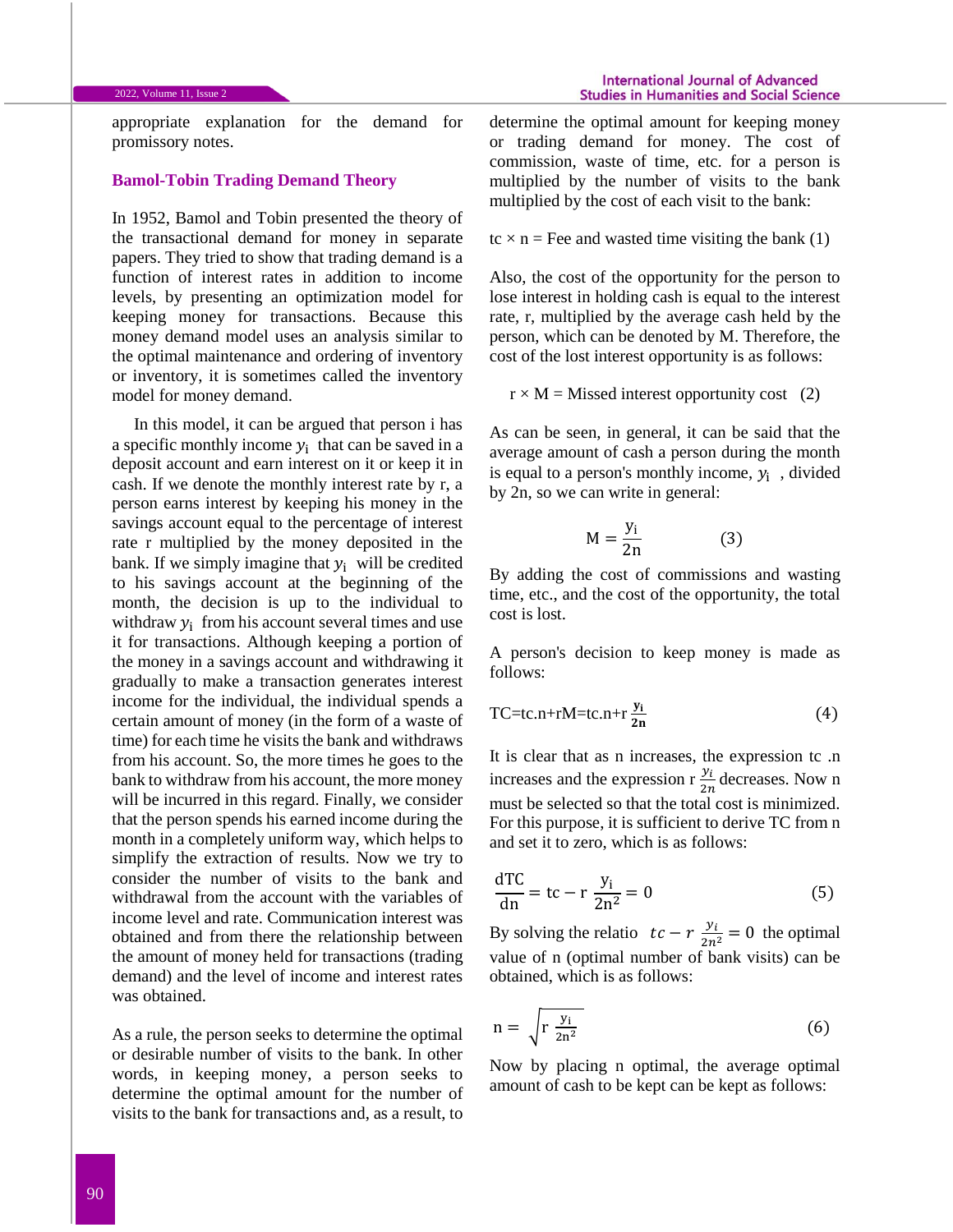appropriate explanation for the demand for promissory notes.

### Bamol-Tobin Trading Demand Theory

In 1952, Bamol and Tobin presented the theory of the transactional demand for money in separate papers. They tried to show that trading demand is a function of interest rates in addition to income levels, by presenting an optimization model for keeping money for transactions. Because this money demand model uses an analysis similar to the optimal maintenance and ordering of inventory or inventory, it is sometimes called the inventory model for money demand.

In this model, it can be argued that person i has a specific monthly income $y_i$ that can be saved in a deposit account and earn interest on it or keep it in cash. If we denote the monthly interest rate by r, a person earns interest by keeping his money in the savings account equal to the percentage of interest rate r multiplied by the money deposited in the bank. If we simply imagine that $y_i$ will be credited to his savings account at the beginning of the month, the decision is up to the individual to withdraw $y_i$ from his account several times and use it for transactions. Although keeping a portion of the money in a savings account and withdrawing it gradually to make a transaction generates interest income for the individual, the individual spends a certain amount of money (in the form of a waste of time) for each time he visits the bank and withdraws from his account. So, the more times he goes to the bank to withdraw from his account, the more money will be incurred in this regard. Finally, we consider that the person spends his earned income during the month in a completely uniform way, which helps to simplify the extraction of results. Now we try to consider the number of visits to the bank and withdrawal from the account with the variables of income level and rate. Communication interest was obtained and from there the relationship between the amount of money held for transactions (trading demand) and the level of income and interest rates was obtained.

As a rule, the person seeks to determine the optimal or desirable number of visits to the bank. In other words, in keeping money, a person seeks to determine the optimal amount for the number of visits to the bank for transactions and, as a result, to determine the optimal amount for keeping money or trading demand for money. The cost of commission, waste of time, etc. for a person is multiplied by the number of visits to the bank multiplied by the cost of each visit to the bank:

$$tc \times n = \text{Fee and wasted time visiting the bank} \quad (1)$$

Also, the cost of the opportunity for the person to lose interest in holding cash is equal to the interest rate, r, multiplied by the average cash held by the person, which can be denoted by M. Therefore, the cost of the lost interest opportunity is as follows:

$$r \times M = \text{Missed interest opportunity cost} \quad (2)$$

As can be seen, in general, it can be said that the average amount of cash a person during the month is equal to a person's monthly income, $y_i$ , divided by 2n, so we can write in general:

$$M = \frac{y_i}{2n} \quad (3)$$

By adding the cost of commissions and wasting time, etc., and the cost of the opportunity, the total cost is lost.

A person's decision to keep money is made as follows:

$$TC = tc.n + rM = tc.n + r\,\frac{y_i}{2n} \quad (4)$$

It is clear that as n increases, the expression tc .n increases and the expression r $\frac{y_i}{2n}$ decreases. Now n must be selected so that the total cost is minimized. For this purpose, it is sufficient to derive TC from n and set it to zero, which is as follows:

$$\frac{dTC}{dn} = tc - r\,\frac{y_i}{2n^2} = 0 \quad (5)$$

By solving the relatio $tc - r\,\frac{y_i}{2n^2} = 0$ the optimal value of n (optimal number of bank visits) can be obtained, which is as follows:

$$n = \sqrt{r\,\frac{y_i}{2n^2}} \quad (6)$$

Now by placing n optimal, the average optimal amount of cash to be kept can be kept as follows: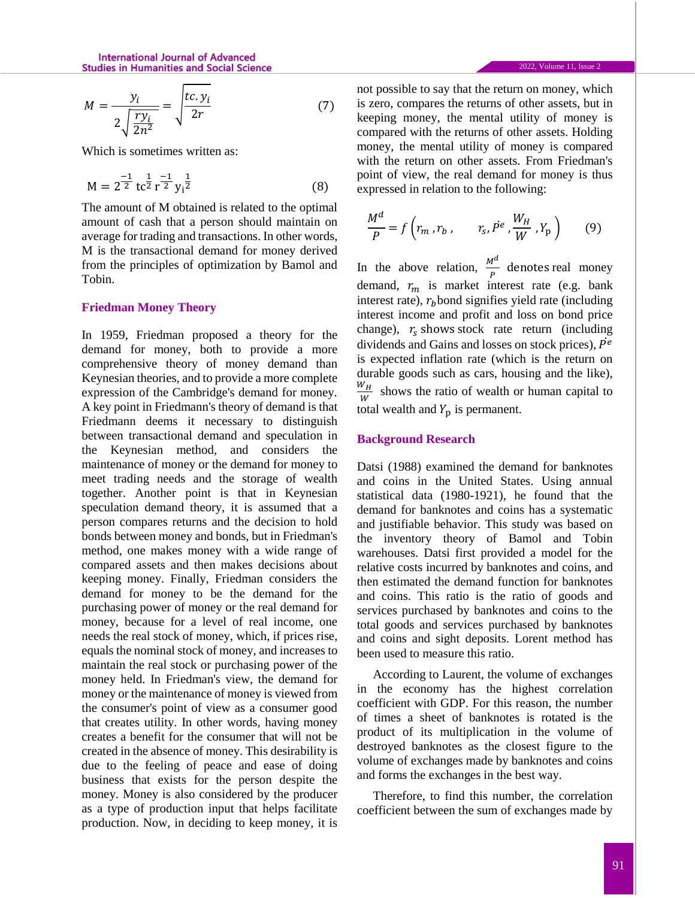$$M = \frac{y_i}{2\sqrt{\frac{ry_i}{2n^2}}} = \sqrt{\frac{tc.\,y_i}{2r}} \tag{7}$$

Which is sometimes written as:

$$\mathrm{M} = 2^{\frac{-1}{2}}\,\mathrm{tc}^{\frac{1}{2}}\,\mathrm{r}^{\frac{-1}{2}}\,\mathrm{y_i}^{\frac{1}{2}} \tag{8}$$

The amount of M obtained is related to the optimal amount of cash that a person should maintain on average for trading and transactions. In other words, M is the transactional demand for money derived from the principles of optimization by Bamol and Tobin.

## Friedman Money Theory

In 1959, Friedman proposed a theory for the demand for money, both to provide a more comprehensive theory of money demand than Keynesian theories, and to provide a more complete expression of the Cambridge's demand for money. A key point in Friedmann's theory of demand is that Friedmann deems it necessary to distinguish between transactional demand and speculation in the Keynesian method, and considers the maintenance of money or the demand for money to meet trading needs and the storage of wealth together. Another point is that in Keynesian speculation demand theory, it is assumed that a person compares returns and the decision to hold bonds between money and bonds, but in Friedman's method, one makes money with a wide range of compared assets and then makes decisions about keeping money. Finally, Friedman considers the demand for money to be the demand for the purchasing power of money or the real demand for money, because for a level of real income, one needs the real stock of money, which, if prices rise, equals the nominal stock of money, and increases to maintain the real stock or purchasing power of the money held. In Friedman's view, the demand for money or the maintenance of money is viewed from the consumer's point of view as a consumer good that creates utility. In other words, having money creates a benefit for the consumer that will not be created in the absence of money. This desirability is due to the feeling of peace and ease of doing business that exists for the person despite the money. Money is also considered by the producer as a type of production input that helps facilitate production. Now, in deciding to keep money, it is not possible to say that the return on money, which is zero, compares the returns of other assets, but in keeping money, the mental utility of money is compared with the returns of other assets. Holding money, the mental utility of money is compared with the return on other assets. From Friedman's point of view, the real demand for money is thus expressed in relation to the following:

$$\frac{M^d}{P} = f\left(r_m, r_b, \quad r_s, \dot{P}^e, \frac{W_H}{W}, Y_\mathrm{p}\right) \tag{9}$$

In the above relation, $\frac{M^d}{P}$ denotes real money demand, $r_m$ is market interest rate (e.g. bank interest rate), $r_b$ bond signifies yield rate (including interest income and profit and loss on bond price change), $r_s$ shows stock rate return (including dividends and Gains and losses on stock prices), $\dot{P}^e$ is expected inflation rate (which is the return on durable goods such as cars, housing and the like), $\frac{W_H}{W}$ shows the ratio of wealth or human capital to total wealth and $Y_\mathrm{p}$ is permanent.

## Background Research

Datsi (1988) examined the demand for banknotes and coins in the United States. Using annual statistical data (1980-1921), he found that the demand for banknotes and coins has a systematic and justifiable behavior. This study was based on the inventory theory of Bamol and Tobin warehouses. Datsi first provided a model for the relative costs incurred by banknotes and coins, and then estimated the demand function for banknotes and coins. This ratio is the ratio of goods and services purchased by banknotes and coins to the total goods and services purchased by banknotes and coins and sight deposits. Lorent method has been used to measure this ratio.

According to Laurent, the volume of exchanges in the economy has the highest correlation coefficient with GDP. For this reason, the number of times a sheet of banknotes is rotated is the product of its multiplication in the volume of destroyed banknotes as the closest figure to the volume of exchanges made by banknotes and coins and forms the exchanges in the best way.

Therefore, to find this number, the correlation coefficient between the sum of exchanges made by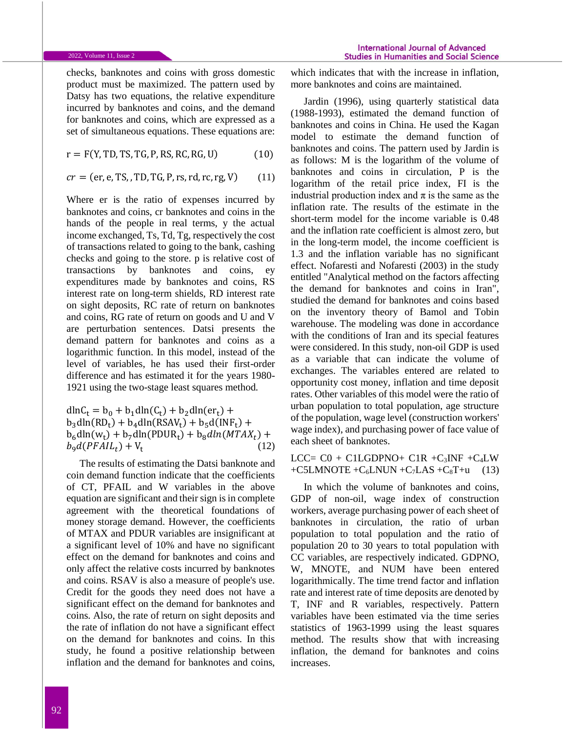checks, banknotes and coins with gross domestic product must be maximized. The pattern used by Datsy has two equations, the relative expenditure incurred by banknotes and coins, and the demand for banknotes and coins, which are expressed as a set of simultaneous equations. These equations are:

$$r = F(Y, TD, TS, TG, P, RS, RC, RG, U) \qquad (10)$$

$$cr = (er, e, TS, , TD, TG, P, rs, rd, rc, rg, V) \qquad (11)$$

Where er is the ratio of expenses incurred by banknotes and coins, cr banknotes and coins in the hands of the people in real terms, y the actual income exchanged, Ts, Td, Tg, respectively the cost of transactions related to going to the bank, cashing checks and going to the store. p is relative cost of transactions by banknotes and coins, ey expenditures made by banknotes and coins, RS interest rate on long-term shields, RD interest rate on sight deposits, RC rate of return on banknotes and coins, RG rate of return on goods and U and V are perturbation sentences. Datsi presents the demand pattern for banknotes and coins as a logarithmic function. In this model, instead of the level of variables, he has used their first-order difference and has estimated it for the years 1980-1921 using the two-stage least squares method.

$$\mathrm{dln}C_t = b_0 + b_1\mathrm{dln}(C_t) + b_2\mathrm{dln}(er_t) + b_3\mathrm{dln}(RD_t) + b_4\mathrm{dln}(RSAV_t) + b_5\mathrm{d}(INF_t) + b_6\mathrm{dln}(w_t) + b_7\mathrm{dln}(PDUR_t) + b_8 dln(MTAX_t) + b_9 d(PFAIL_t) + V_t \qquad (12)$$

The results of estimating the Datsi banknote and coin demand function indicate that the coefficients of CT, PFAIL and W variables in the above equation are significant and their sign is in complete agreement with the theoretical foundations of money storage demand. However, the coefficients of MTAX and PDUR variables are insignificant at a significant level of 10% and have no significant effect on the demand for banknotes and coins and only affect the relative costs incurred by banknotes and coins. RSAV is also a measure of people's use. Credit for the goods they need does not have a significant effect on the demand for banknotes and coins. Also, the rate of return on sight deposits and the rate of inflation do not have a significant effect on the demand for banknotes and coins. In this study, he found a positive relationship between inflation and the demand for banknotes and coins, which indicates that with the increase in inflation, more banknotes and coins are maintained.

Jardin (1996), using quarterly statistical data (1988-1993), estimated the demand function of banknotes and coins in China. He used the Kagan model to estimate the demand function of banknotes and coins. The pattern used by Jardin is as follows: M is the logarithm of the volume of banknotes and coins in circulation, P is the logarithm of the retail price index, FI is the industrial production index and $\pi$ is the same as the inflation rate. The results of the estimate in the short-term model for the income variable is 0.48 and the inflation rate coefficient is almost zero, but in the long-term model, the income coefficient is 1.3 and the inflation variable has no significant effect. Nofaresti and Nofaresti (2003) in the study entitled "Analytical method on the factors affecting the demand for banknotes and coins in Iran", studied the demand for banknotes and coins based on the inventory theory of Bamol and Tobin warehouse. The modeling was done in accordance with the conditions of Iran and its special features were considered. In this study, non-oil GDP is used as a variable that can indicate the volume of exchanges. The variables entered are related to opportunity cost money, inflation and time deposit rates. Other variables of this model were the ratio of urban population to total population, age structure of the population, wage level (construction workers' wage index), and purchasing power of face value of each sheet of banknotes.

$$LCC = C0 + C1LGDPNO + C1R + C_3INF + C_4LW + C5LMNOTE + C_6LNUN + C_7LAS + C_8T + u \qquad (13)$$

In which the volume of banknotes and coins, GDP of non-oil, wage index of construction workers, average purchasing power of each sheet of banknotes in circulation, the ratio of urban population to total population and the ratio of population 20 to 30 years to total population with CC variables, are respectively indicated. GDPNO, W, MNOTE, and NUM have been entered logarithmically. The time trend factor and inflation rate and interest rate of time deposits are denoted by T, INF and R variables, respectively. Pattern variables have been estimated via the time series statistics of 1963-1999 using the least squares method. The results show that with increasing inflation, the demand for banknotes and coins increases.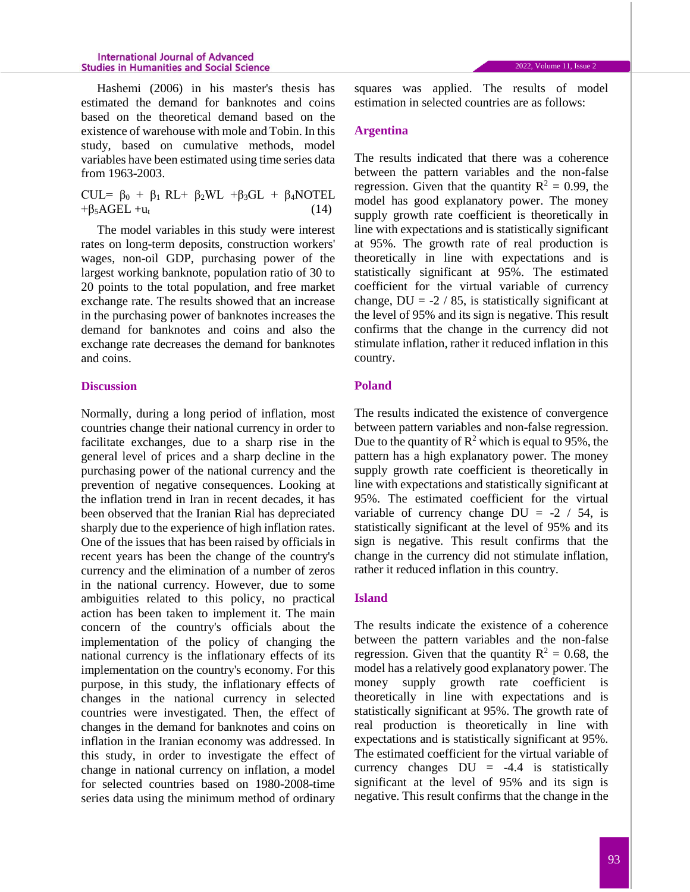Hashemi (2006) in his master's thesis has estimated the demand for banknotes and coins based on the theoretical demand based on the existence of warehouse with mole and Tobin. In this study, based on cumulative methods, model variables have been estimated using time series data from 1963-2003.

$$CUL = \beta_0 + \beta_1 RL + \beta_2 WL + \beta_3 GL + \beta_4 NOTEL + \beta_5 AGEL + u_t \quad (14)$$

The model variables in this study were interest rates on long-term deposits, construction workers' wages, non-oil GDP, purchasing power of the largest working banknote, population ratio of 30 to 20 points to the total population, and free market exchange rate. The results showed that an increase in the purchasing power of banknotes increases the demand for banknotes and coins and also the exchange rate decreases the demand for banknotes and coins.

## Discussion

Normally, during a long period of inflation, most countries change their national currency in order to facilitate exchanges, due to a sharp rise in the general level of prices and a sharp decline in the purchasing power of the national currency and the prevention of negative consequences. Looking at the inflation trend in Iran in recent decades, it has been observed that the Iranian Rial has depreciated sharply due to the experience of high inflation rates. One of the issues that has been raised by officials in recent years has been the change of the country's currency and the elimination of a number of zeros in the national currency. However, due to some ambiguities related to this policy, no practical action has been taken to implement it. The main concern of the country's officials about the implementation of the policy of changing the national currency is the inflationary effects of its implementation on the country's economy. For this purpose, in this study, the inflationary effects of changes in the national currency in selected countries were investigated. Then, the effect of changes in the demand for banknotes and coins on inflation in the Iranian economy was addressed. In this study, in order to investigate the effect of change in national currency on inflation, a model for selected countries based on 1980-2008-time series data using the minimum method of ordinary squares was applied. The results of model estimation in selected countries are as follows:

## Argentina

The results indicated that there was a coherence between the pattern variables and the non-false regression. Given that the quantity $R^2 = 0.99$, the model has good explanatory power. The money supply growth rate coefficient is theoretically in line with expectations and is statistically significant at 95%. The growth rate of real production is theoretically in line with expectations and is statistically significant at 95%. The estimated coefficient for the virtual variable of currency change, DU = -2 / 85, is statistically significant at the level of 95% and its sign is negative. This result confirms that the change in the currency did not stimulate inflation, rather it reduced inflation in this country.

## Poland

The results indicated the existence of convergence between pattern variables and non-false regression. Due to the quantity of $R^2$ which is equal to 95%, the pattern has a high explanatory power. The money supply growth rate coefficient is theoretically in line with expectations and statistically significant at 95%. The estimated coefficient for the virtual variable of currency change DU = -2 / 54, is statistically significant at the level of 95% and its sign is negative. This result confirms that the change in the currency did not stimulate inflation, rather it reduced inflation in this country.

## Island

The results indicate the existence of a coherence between the pattern variables and the non-false regression. Given that the quantity $R^2 = 0.68$, the model has a relatively good explanatory power. The money supply growth rate coefficient is theoretically in line with expectations and is statistically significant at 95%. The growth rate of real production is theoretically in line with expectations and is statistically significant at 95%. The estimated coefficient for the virtual variable of currency changes DU = -4.4 is statistically significant at the level of 95% and its sign is negative. This result confirms that the change in the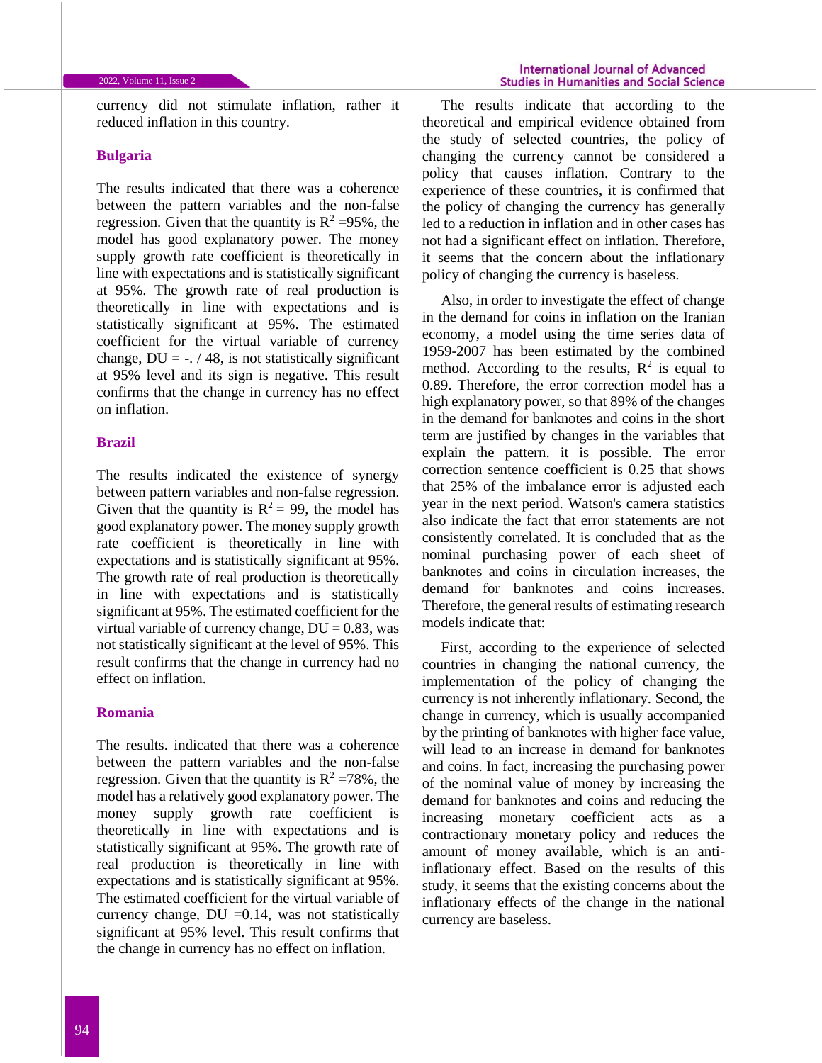currency did not stimulate inflation, rather it reduced inflation in this country.

### Bulgaria

The results indicated that there was a coherence between the pattern variables and the non-false regression. Given that the quantity is $R^2$ =95%, the model has good explanatory power. The money supply growth rate coefficient is theoretically in line with expectations and is statistically significant at 95%. The growth rate of real production is theoretically in line with expectations and is statistically significant at 95%. The estimated coefficient for the virtual variable of currency change, DU = -. / 48, is not statistically significant at 95% level and its sign is negative. This result confirms that the change in currency has no effect on inflation.

### Brazil

The results indicated the existence of synergy between pattern variables and non-false regression. Given that the quantity is $R^2$ = 99, the model has good explanatory power. The money supply growth rate coefficient is theoretically in line with expectations and is statistically significant at 95%. The growth rate of real production is theoretically in line with expectations and is statistically significant at 95%. The estimated coefficient for the virtual variable of currency change, DU = 0.83, was not statistically significant at the level of 95%. This result confirms that the change in currency had no effect on inflation.

### Romania

The results. indicated that there was a coherence between the pattern variables and the non-false regression. Given that the quantity is $R^2$ =78%, the model has a relatively good explanatory power. The money supply growth rate coefficient is theoretically in line with expectations and is statistically significant at 95%. The growth rate of real production is theoretically in line with expectations and is statistically significant at 95%. The estimated coefficient for the virtual variable of currency change, DU =0.14, was not statistically significant at 95% level. This result confirms that the change in currency has no effect on inflation.

The results indicate that according to the theoretical and empirical evidence obtained from the study of selected countries, the policy of changing the currency cannot be considered a policy that causes inflation. Contrary to the experience of these countries, it is confirmed that the policy of changing the currency has generally led to a reduction in inflation and in other cases has not had a significant effect on inflation. Therefore, it seems that the concern about the inflationary policy of changing the currency is baseless.

Also, in order to investigate the effect of change in the demand for coins in inflation on the Iranian economy, a model using the time series data of 1959-2007 has been estimated by the combined method. According to the results, $R^2$ is equal to 0.89. Therefore, the error correction model has a high explanatory power, so that 89% of the changes in the demand for banknotes and coins in the short term are justified by changes in the variables that explain the pattern. it is possible. The error correction sentence coefficient is 0.25 that shows that 25% of the imbalance error is adjusted each year in the next period. Watson's camera statistics also indicate the fact that error statements are not consistently correlated. It is concluded that as the nominal purchasing power of each sheet of banknotes and coins in circulation increases, the demand for banknotes and coins increases. Therefore, the general results of estimating research models indicate that:

First, according to the experience of selected countries in changing the national currency, the implementation of the policy of changing the currency is not inherently inflationary. Second, the change in currency, which is usually accompanied by the printing of banknotes with higher face value, will lead to an increase in demand for banknotes and coins. In fact, increasing the purchasing power of the nominal value of money by increasing the demand for banknotes and coins and reducing the increasing monetary coefficient acts as a contractionary monetary policy and reduces the amount of money available, which is an anti-inflationary effect. Based on the results of this study, it seems that the existing concerns about the inflationary effects of the change in the national currency are baseless.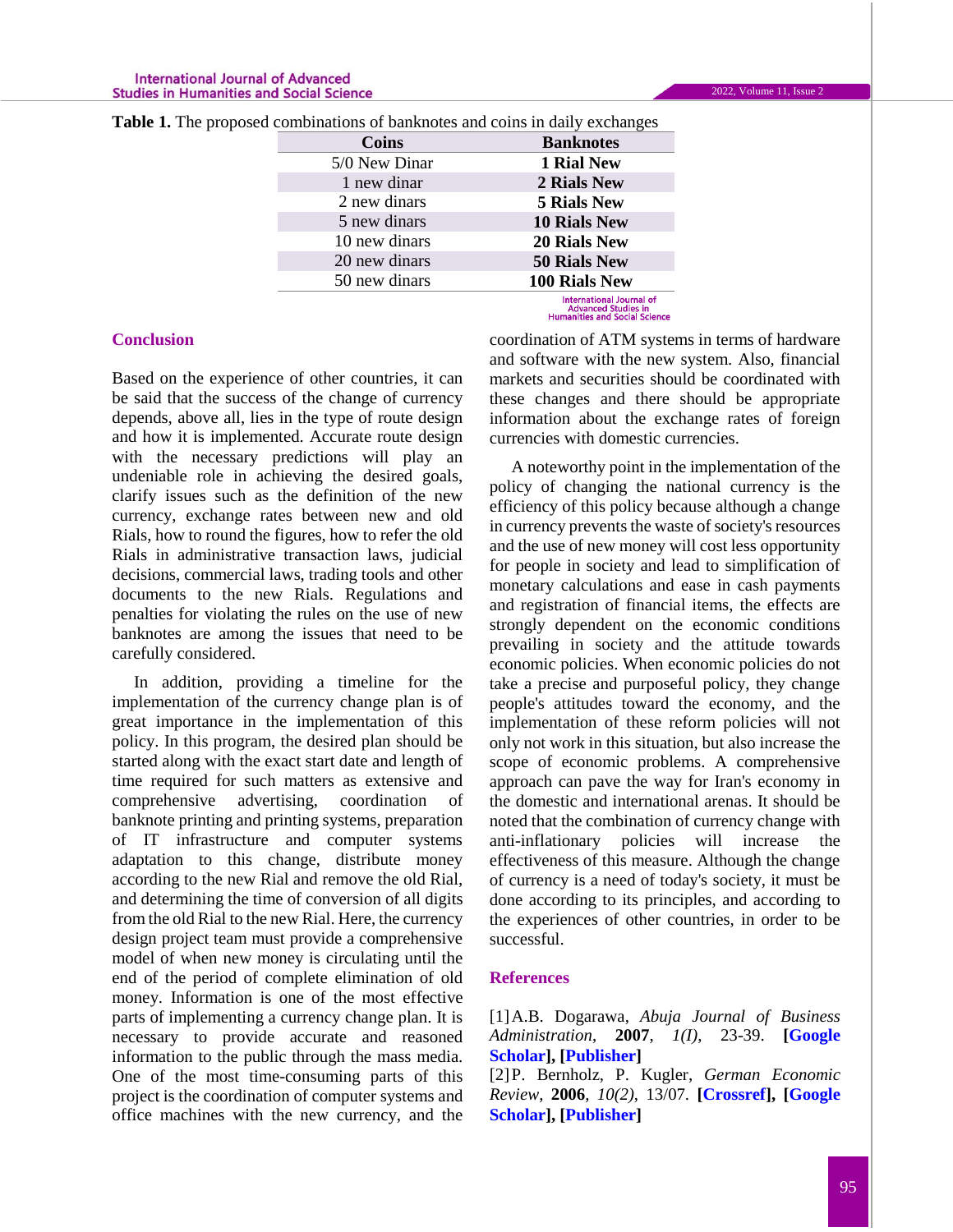**Table 1.** The proposed combinations of banknotes and coins in daily exchanges

| Coins | Banknotes |
|---|---|
| 5/0 New Dinar | **1 Rial New** |
| 1 new dinar | **2 Rials New** |
| 2 new dinars | **5 Rials New** |
| 5 new dinars | **10 Rials New** |
| 10 new dinars | **20 Rials New** |
| 20 new dinars | **50 Rials New** |
| 50 new dinars | **100 Rials New** |

## Conclusion

Based on the experience of other countries, it can be said that the success of the change of currency depends, above all, lies in the type of route design and how it is implemented. Accurate route design with the necessary predictions will play an undeniable role in achieving the desired goals, clarify issues such as the definition of the new currency, exchange rates between new and old Rials, how to round the figures, how to refer the old Rials in administrative transaction laws, judicial decisions, commercial laws, trading tools and other documents to the new Rials. Regulations and penalties for violating the rules on the use of new banknotes are among the issues that need to be carefully considered.

In addition, providing a timeline for the implementation of the currency change plan is of great importance in the implementation of this policy. In this program, the desired plan should be started along with the exact start date and length of time required for such matters as extensive and comprehensive advertising, coordination of banknote printing and printing systems, preparation of IT infrastructure and computer systems adaptation to this change, distribute money according to the new Rial and remove the old Rial, and determining the time of conversion of all digits from the old Rial to the new Rial. Here, the currency design project team must provide a comprehensive model of when new money is circulating until the end of the period of complete elimination of old money. Information is one of the most effective parts of implementing a currency change plan. It is necessary to provide accurate and reasoned information to the public through the mass media. One of the most time-consuming parts of this project is the coordination of computer systems and office machines with the new currency, and the coordination of ATM systems in terms of hardware and software with the new system. Also, financial markets and securities should be coordinated with these changes and there should be appropriate information about the exchange rates of foreign currencies with domestic currencies.

A noteworthy point in the implementation of the policy of changing the national currency is the efficiency of this policy because although a change in currency prevents the waste of society's resources and the use of new money will cost less opportunity for people in society and lead to simplification of monetary calculations and ease in cash payments and registration of financial items, the effects are strongly dependent on the economic conditions prevailing in society and the attitude towards economic policies. When economic policies do not take a precise and purposeful policy, they change people's attitudes toward the economy, and the implementation of these reform policies will not only not work in this situation, but also increase the scope of economic problems. A comprehensive approach can pave the way for Iran's economy in the domestic and international arenas. It should be noted that the combination of currency change with anti-inflationary policies will increase the effectiveness of this measure. Although the change of currency is a need of today's society, it must be done according to its principles, and according to the experiences of other countries, in order to be successful.

## References

[1] A.B. Dogarawa, *Abuja Journal of Business Administration*, **2007**, *1(I)*, 23-39. **[Google Scholar], [Publisher]**

[2] P. Bernholz, P. Kugler, *German Economic Review*, **2006**, *10(2)*, 13/07. **[Crossref], [Google Scholar], [Publisher]**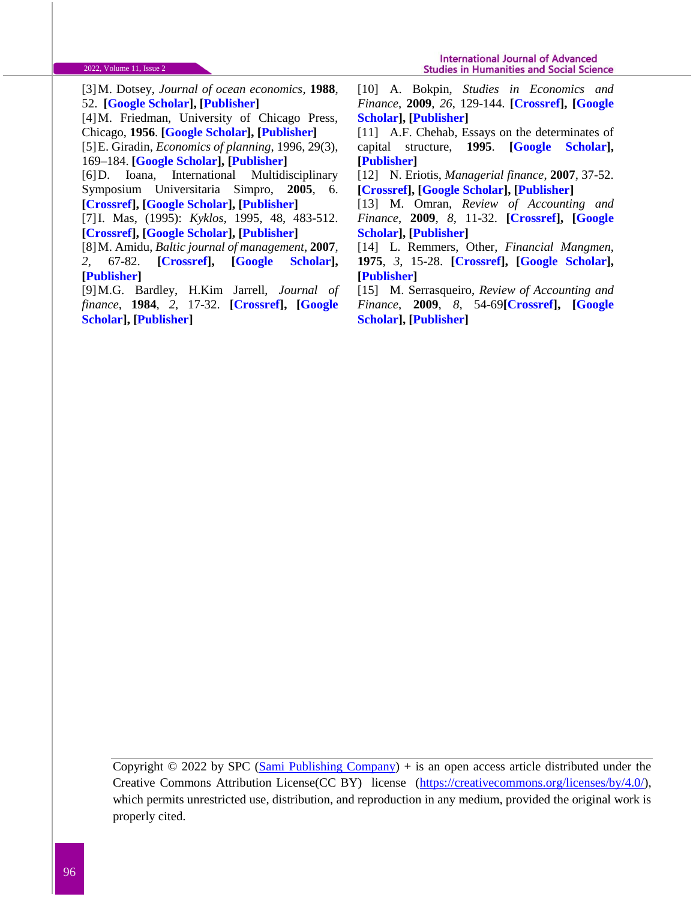[3] M. Dotsey, *Journal of ocean economics*, **1988**, 52. **[Google Scholar], [Publisher]**

[4] M. Friedman, University of Chicago Press, Chicago, **1956**. **[Google Scholar], [Publisher]**

[5] E. Giradin, *Economics of planning*, 1996, 29(3), 169–184. **[Google Scholar], [Publisher]**

[6] D. Ioana, International Multidisciplinary Symposium Universitaria Simpro, **2005**, 6. **[Crossref], [Google Scholar], [Publisher]**

[7] I. Mas, (1995): *Kyklos*, 1995, 48, 483-512. **[Crossref], [Google Scholar], [Publisher]**

[8] M. Amidu, *Baltic journal of management*, **2007**, *2*, 67-82. **[Crossref], [Google Scholar], [Publisher]**

[9] M.G. Bardley, H.Kim Jarrell, *Journal of finance*, **1984**, *2*, 17-32. **[Crossref], [Google Scholar], [Publisher]**

[10] A. Bokpin, *Studies in Economics and Finance*, **2009**, *26*, 129-144. **[Crossref], [Google Scholar], [Publisher]**

[11] A.F. Chehab, Essays on the determinates of capital structure, **1995**. **[Google Scholar], [Publisher]**

[12] N. Eriotis, *Managerial finance*, **2007**, 37-52. **[Crossref], [Google Scholar], [Publisher]**

[13] M. Omran, *Review of Accounting and Finance*, **2009**, *8*, 11-32. **[Crossref], [Google Scholar], [Publisher]**

[14] L. Remmers, Other, *Financial Mangmen*, **1975**, *3*, 15-28. **[Crossref], [Google Scholar], [Publisher]**

[15] M. Serrasqueiro, *Review of Accounting and Finance*, **2009**, *8*, 54-69**[Crossref], [Google Scholar], [Publisher]**

Copyright © 2022 by SPC (Sami Publishing Company) + is an open access article distributed under the Creative Commons Attribution License(CC BY) license (https://creativecommons.org/licenses/by/4.0/), which permits unrestricted use, distribution, and reproduction in any medium, provided the original work is properly cited.